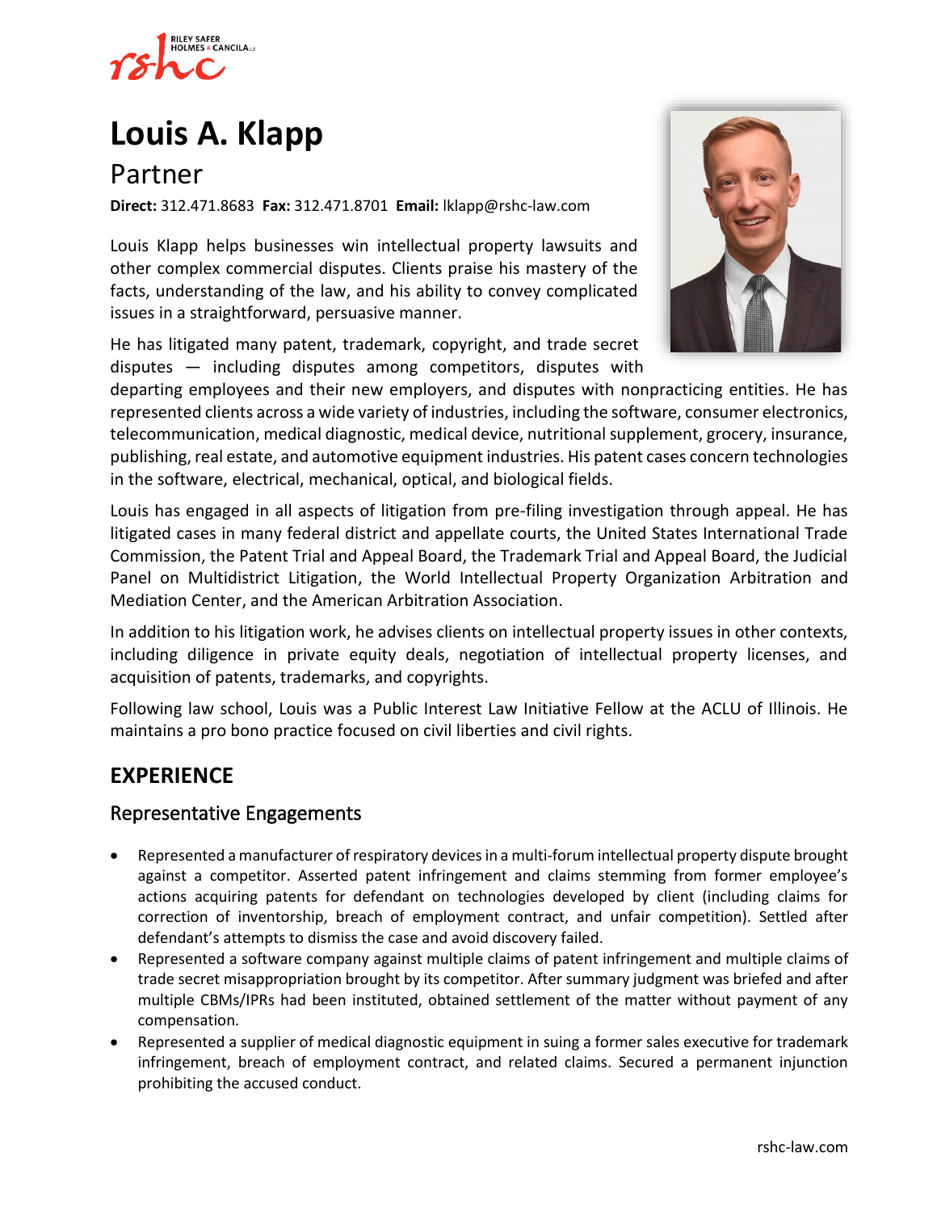# Louis A. Klapp

## Partner

**Direct:** 312.471.8683 **Fax:** 312.471.8701 **Email:** lklapp@rshc-law.com

Louis Klapp helps businesses win intellectual property lawsuits and other complex commercial disputes. Clients praise his mastery of the facts, understanding of the law, and his ability to convey complicated issues in a straightforward, persuasive manner.

He has litigated many patent, trademark, copyright, and trade secret disputes — including disputes among competitors, disputes with departing employees and their new employers, and disputes with nonpracticing entities. He has represented clients across a wide variety of industries, including the software, consumer electronics, telecommunication, medical diagnostic, medical device, nutritional supplement, grocery, insurance, publishing, real estate, and automotive equipment industries. His patent cases concern technologies in the software, electrical, mechanical, optical, and biological fields.

Louis has engaged in all aspects of litigation from pre-filing investigation through appeal. He has litigated cases in many federal district and appellate courts, the United States International Trade Commission, the Patent Trial and Appeal Board, the Trademark Trial and Appeal Board, the Judicial Panel on Multidistrict Litigation, the World Intellectual Property Organization Arbitration and Mediation Center, and the American Arbitration Association.

In addition to his litigation work, he advises clients on intellectual property issues in other contexts, including diligence in private equity deals, negotiation of intellectual property licenses, and acquisition of patents, trademarks, and copyrights.

Following law school, Louis was a Public Interest Law Initiative Fellow at the ACLU of Illinois. He maintains a pro bono practice focused on civil liberties and civil rights.

## EXPERIENCE

### Representative Engagements

- Represented a manufacturer of respiratory devices in a multi-forum intellectual property dispute brought against a competitor. Asserted patent infringement and claims stemming from former employee's actions acquiring patents for defendant on technologies developed by client (including claims for correction of inventorship, breach of employment contract, and unfair competition). Settled after defendant's attempts to dismiss the case and avoid discovery failed.
- Represented a software company against multiple claims of patent infringement and multiple claims of trade secret misappropriation brought by its competitor. After summary judgment was briefed and after multiple CBMs/IPRs had been instituted, obtained settlement of the matter without payment of any compensation.
- Represented a supplier of medical diagnostic equipment in suing a former sales executive for trademark infringement, breach of employment contract, and related claims. Secured a permanent injunction prohibiting the accused conduct.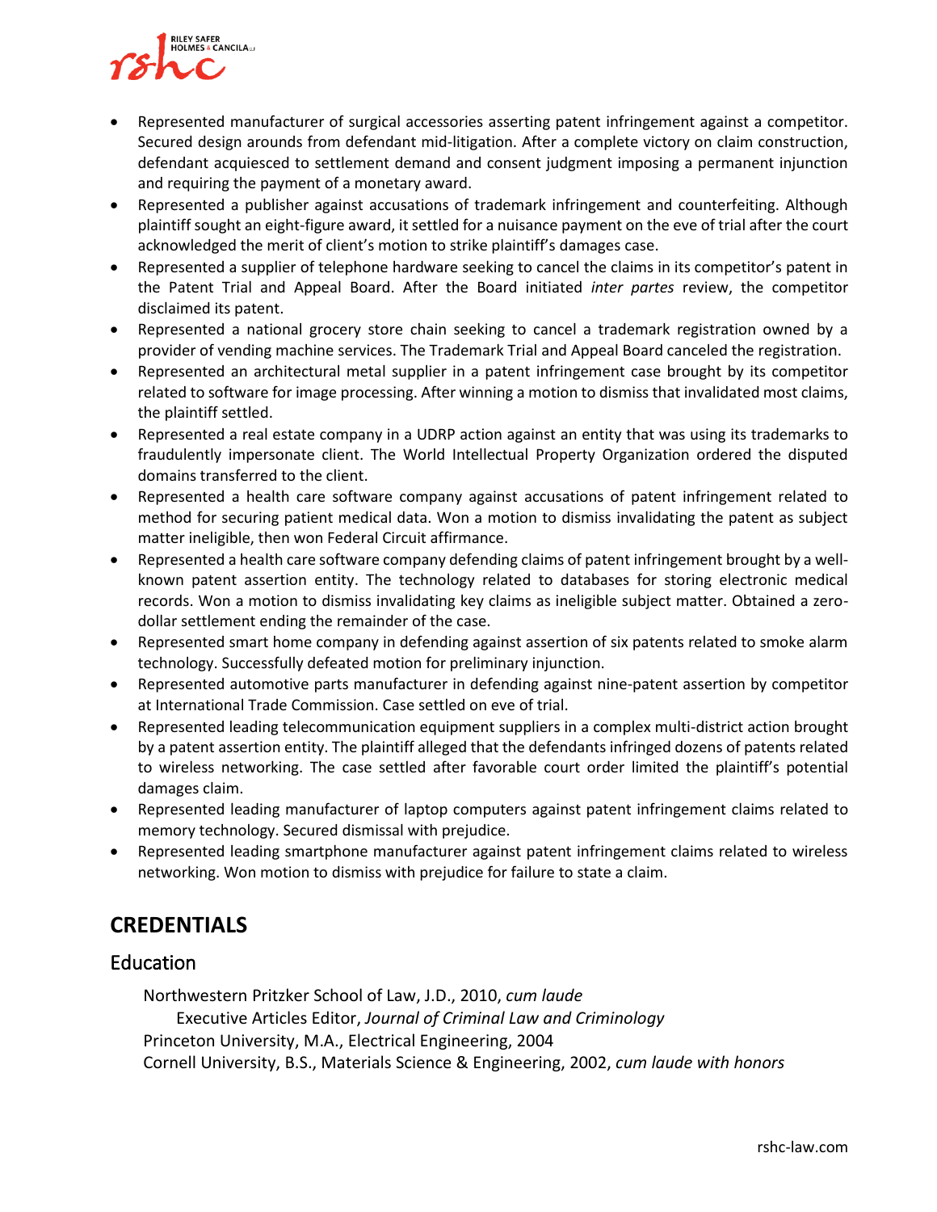- Represented manufacturer of surgical accessories asserting patent infringement against a competitor. Secured design arounds from defendant mid-litigation. After a complete victory on claim construction, defendant acquiesced to settlement demand and consent judgment imposing a permanent injunction and requiring the payment of a monetary award.
- Represented a publisher against accusations of trademark infringement and counterfeiting. Although plaintiff sought an eight-figure award, it settled for a nuisance payment on the eve of trial after the court acknowledged the merit of client's motion to strike plaintiff's damages case.
- Represented a supplier of telephone hardware seeking to cancel the claims in its competitor's patent in the Patent Trial and Appeal Board. After the Board initiated *inter partes* review, the competitor disclaimed its patent.
- Represented a national grocery store chain seeking to cancel a trademark registration owned by a provider of vending machine services. The Trademark Trial and Appeal Board canceled the registration.
- Represented an architectural metal supplier in a patent infringement case brought by its competitor related to software for image processing. After winning a motion to dismiss that invalidated most claims, the plaintiff settled.
- Represented a real estate company in a UDRP action against an entity that was using its trademarks to fraudulently impersonate client. The World Intellectual Property Organization ordered the disputed domains transferred to the client.
- Represented a health care software company against accusations of patent infringement related to method for securing patient medical data. Won a motion to dismiss invalidating the patent as subject matter ineligible, then won Federal Circuit affirmance.
- Represented a health care software company defending claims of patent infringement brought by a well-known patent assertion entity. The technology related to databases for storing electronic medical records. Won a motion to dismiss invalidating key claims as ineligible subject matter. Obtained a zero-dollar settlement ending the remainder of the case.
- Represented smart home company in defending against assertion of six patents related to smoke alarm technology. Successfully defeated motion for preliminary injunction.
- Represented automotive parts manufacturer in defending against nine-patent assertion by competitor at International Trade Commission. Case settled on eve of trial.
- Represented leading telecommunication equipment suppliers in a complex multi-district action brought by a patent assertion entity. The plaintiff alleged that the defendants infringed dozens of patents related to wireless networking. The case settled after favorable court order limited the plaintiff's potential damages claim.
- Represented leading manufacturer of laptop computers against patent infringement claims related to memory technology. Secured dismissal with prejudice.
- Represented leading smartphone manufacturer against patent infringement claims related to wireless networking. Won motion to dismiss with prejudice for failure to state a claim.

## CREDENTIALS

### Education

Northwestern Pritzker School of Law, J.D., 2010, *cum laude*

Executive Articles Editor, *Journal of Criminal Law and Criminology*

Princeton University, M.A., Electrical Engineering, 2004

Cornell University, B.S., Materials Science & Engineering, 2002, *cum laude with honors*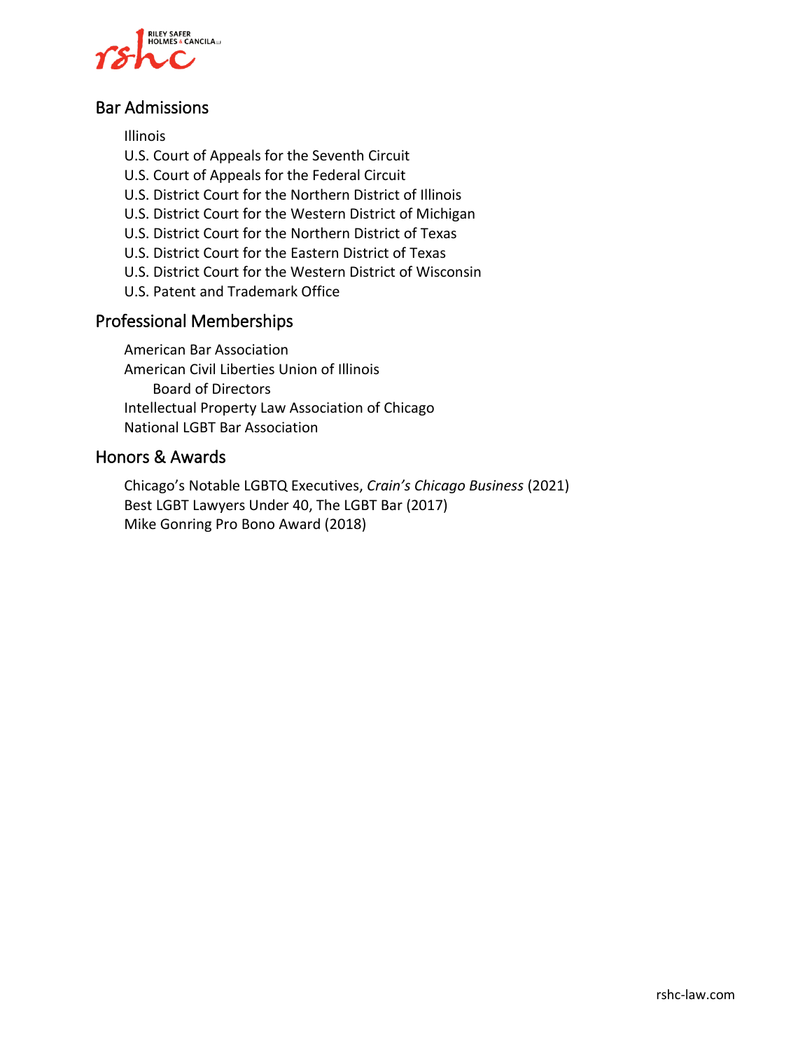## Bar Admissions

- Illinois
- U.S. Court of Appeals for the Seventh Circuit
- U.S. Court of Appeals for the Federal Circuit
- U.S. District Court for the Northern District of Illinois
- U.S. District Court for the Western District of Michigan
- U.S. District Court for the Northern District of Texas
- U.S. District Court for the Eastern District of Texas
- U.S. District Court for the Western District of Wisconsin
- U.S. Patent and Trademark Office

## Professional Memberships

- American Bar Association
- American Civil Liberties Union of Illinois
  - Board of Directors
- Intellectual Property Law Association of Chicago
- National LGBT Bar Association

## Honors & Awards

- Chicago's Notable LGBTQ Executives, *Crain's Chicago Business* (2021)
- Best LGBT Lawyers Under 40, The LGBT Bar (2017)
- Mike Gonring Pro Bono Award (2018)